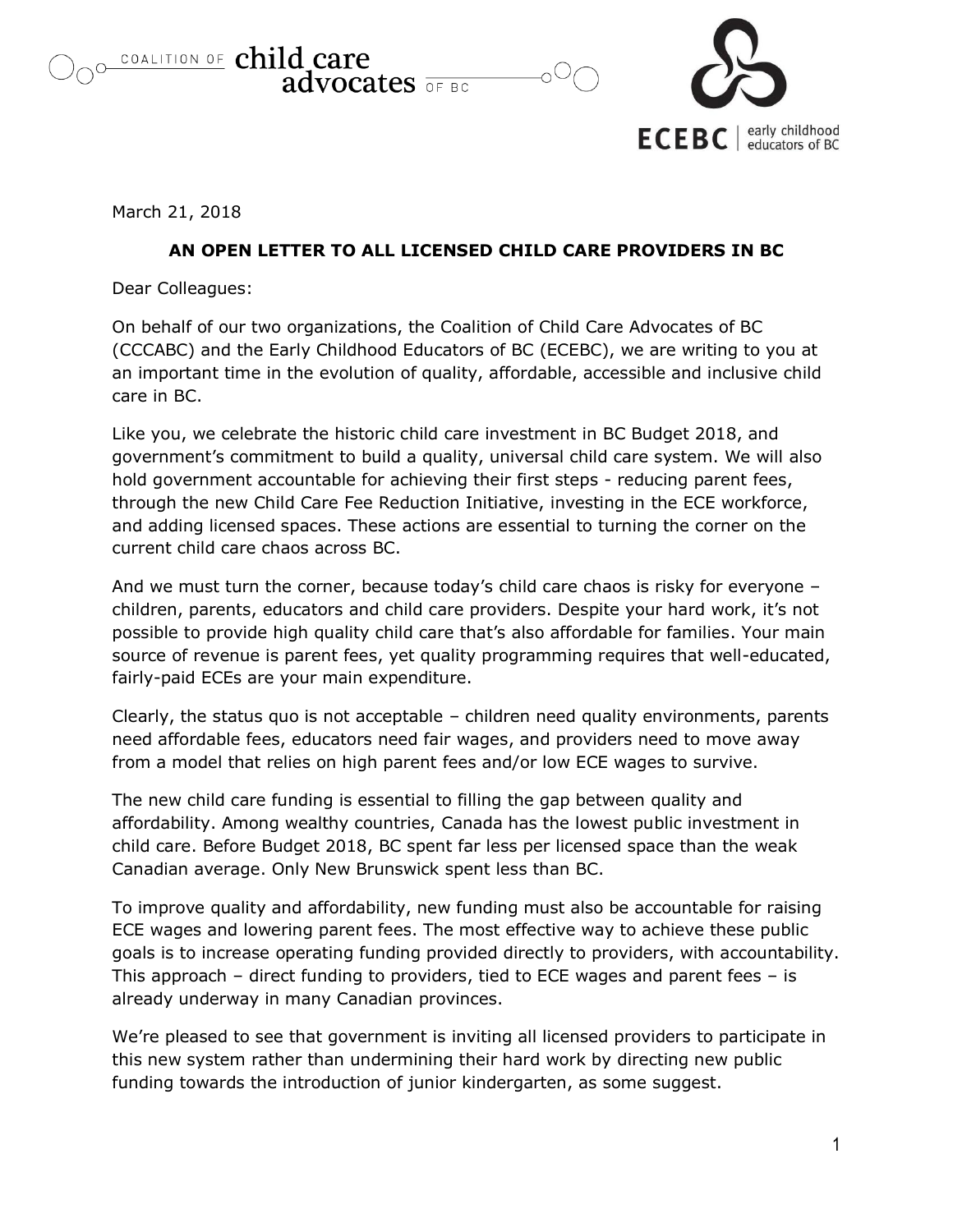COALITION OF child care advocates OF BC

ECEBC | early childhood educators of BC

March 21, 2018

**AN OPEN LETTER TO ALL LICENSED CHILD CARE PROVIDERS IN BC**

Dear Colleagues:

On behalf of our two organizations, the Coalition of Child Care Advocates of BC (CCCABC) and the Early Childhood Educators of BC (ECEBC), we are writing to you at an important time in the evolution of quality, affordable, accessible and inclusive child care in BC.

Like you, we celebrate the historic child care investment in BC Budget 2018, and government's commitment to build a quality, universal child care system. We will also hold government accountable for achieving their first steps - reducing parent fees, through the new Child Care Fee Reduction Initiative, investing in the ECE workforce, and adding licensed spaces. These actions are essential to turning the corner on the current child care chaos across BC.

And we must turn the corner, because today's child care chaos is risky for everyone – children, parents, educators and child care providers. Despite your hard work, it's not possible to provide high quality child care that's also affordable for families. Your main source of revenue is parent fees, yet quality programming requires that well-educated, fairly-paid ECEs are your main expenditure.

Clearly, the status quo is not acceptable – children need quality environments, parents need affordable fees, educators need fair wages, and providers need to move away from a model that relies on high parent fees and/or low ECE wages to survive.

The new child care funding is essential to filling the gap between quality and affordability. Among wealthy countries, Canada has the lowest public investment in child care. Before Budget 2018, BC spent far less per licensed space than the weak Canadian average. Only New Brunswick spent less than BC.

To improve quality and affordability, new funding must also be accountable for raising ECE wages and lowering parent fees. The most effective way to achieve these public goals is to increase operating funding provided directly to providers, with accountability. This approach – direct funding to providers, tied to ECE wages and parent fees – is already underway in many Canadian provinces.

We're pleased to see that government is inviting all licensed providers to participate in this new system rather than undermining their hard work by directing new public funding towards the introduction of junior kindergarten, as some suggest.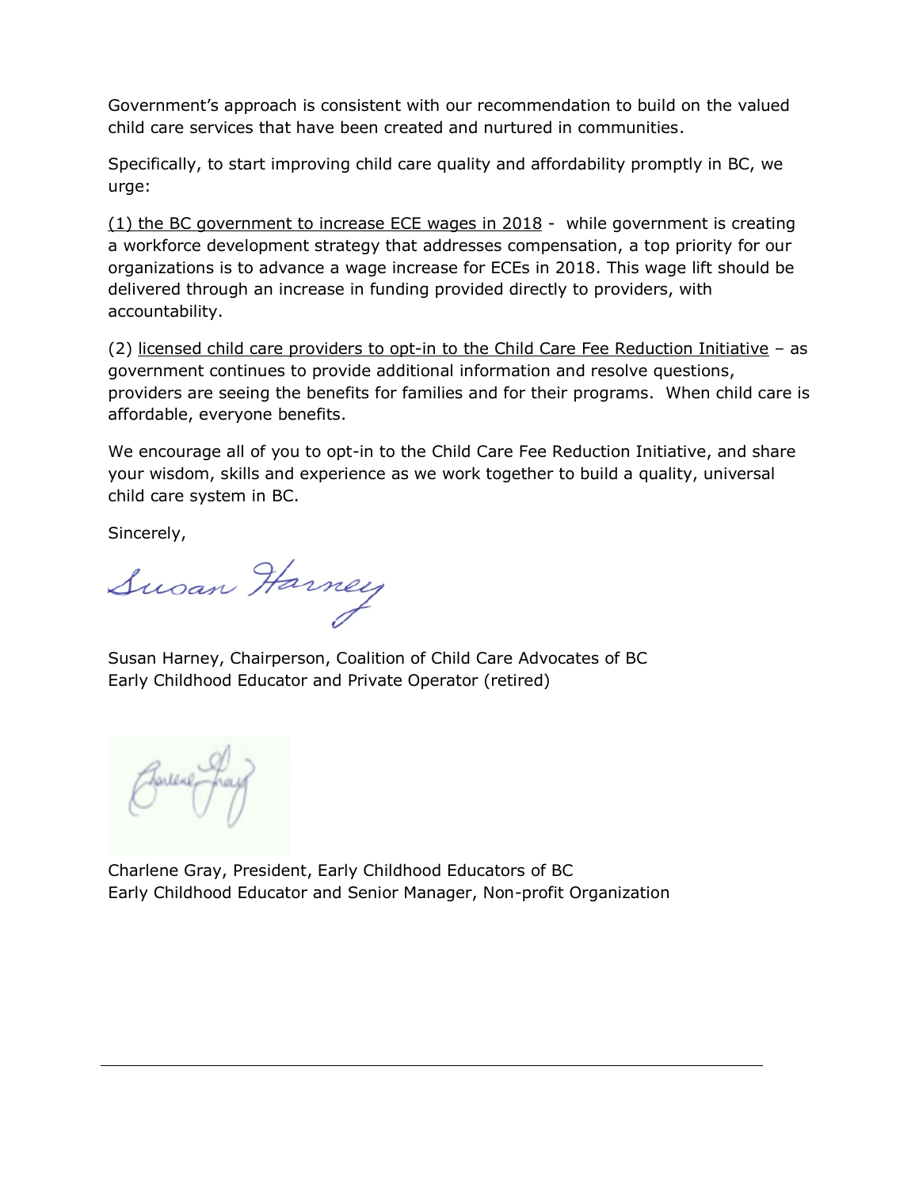Government's approach is consistent with our recommendation to build on the valued child care services that have been created and nurtured in communities.

Specifically, to start improving child care quality and affordability promptly in BC, we urge:

(1) the BC government to increase ECE wages in 2018 - while government is creating a workforce development strategy that addresses compensation, a top priority for our organizations is to advance a wage increase for ECEs in 2018. This wage lift should be delivered through an increase in funding provided directly to providers, with accountability.

(2) licensed child care providers to opt-in to the Child Care Fee Reduction Initiative – as government continues to provide additional information and resolve questions, providers are seeing the benefits for families and for their programs. When child care is affordable, everyone benefits.

We encourage all of you to opt-in to the Child Care Fee Reduction Initiative, and share your wisdom, skills and experience as we work together to build a quality, universal child care system in BC.

Sincerely,

Susan Harney, Chairperson, Coalition of Child Care Advocates of BC
Early Childhood Educator and Private Operator (retired)

Charlene Gray, President, Early Childhood Educators of BC
Early Childhood Educator and Senior Manager, Non-profit Organization